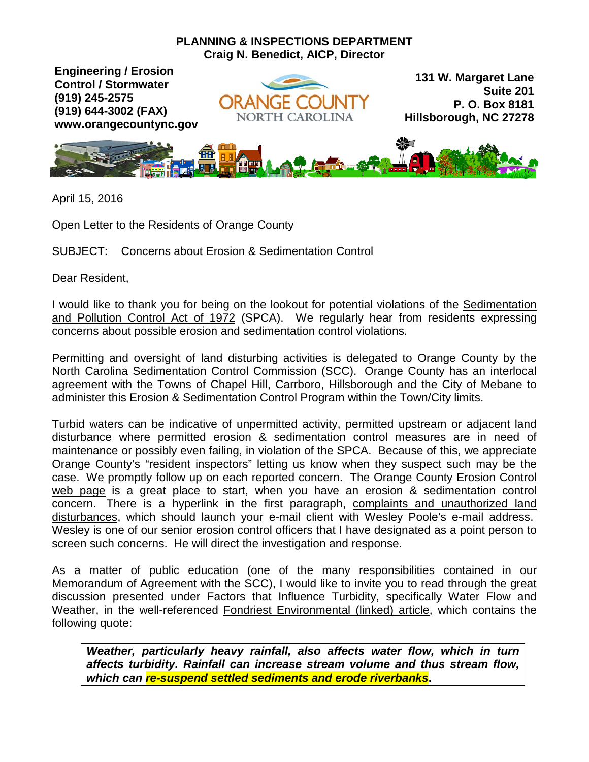**PLANNING & INSPECTIONS DEPARTMENT**
**Craig N. Benedict, AICP, Director**

**Engineering / Erosion Control / Stormwater**
**(919) 245-2575**
**(919) 644-3002 (FAX)**
**www.orangecountync.gov**

ORANGE COUNTY
NORTH CAROLINA

**131 W. Margaret Lane**
**Suite 201**
**P. O. Box 8181**
**Hillsborough, NC 27278**

April 15, 2016

Open Letter to the Residents of Orange County

SUBJECT: Concerns about Erosion & Sedimentation Control

Dear Resident,

I would like to thank you for being on the lookout for potential violations of the Sedimentation and Pollution Control Act of 1972 (SPCA). We regularly hear from residents expressing concerns about possible erosion and sedimentation control violations.

Permitting and oversight of land disturbing activities is delegated to Orange County by the North Carolina Sedimentation Control Commission (SCC). Orange County has an interlocal agreement with the Towns of Chapel Hill, Carrboro, Hillsborough and the City of Mebane to administer this Erosion & Sedimentation Control Program within the Town/City limits.

Turbid waters can be indicative of unpermitted activity, permitted upstream or adjacent land disturbance where permitted erosion & sedimentation control measures are in need of maintenance or possibly even failing, in violation of the SPCA. Because of this, we appreciate Orange County's "resident inspectors" letting us know when they suspect such may be the case. We promptly follow up on each reported concern. The Orange County Erosion Control web page is a great place to start, when you have an erosion & sedimentation control concern. There is a hyperlink in the first paragraph, complaints and unauthorized land disturbances, which should launch your e-mail client with Wesley Poole's e-mail address. Wesley is one of our senior erosion control officers that I have designated as a point person to screen such concerns. He will direct the investigation and response.

As a matter of public education (one of the many responsibilities contained in our Memorandum of Agreement with the SCC), I would like to invite you to read through the great discussion presented under Factors that Influence Turbidity, specifically Water Flow and Weather, in the well-referenced Fondriest Environmental (linked) article, which contains the following quote:

> ***Weather, particularly heavy rainfall, also affects water flow, which in turn affects turbidity. Rainfall can increase stream volume and thus stream flow, which can re-suspend settled sediments and erode riverbanks.***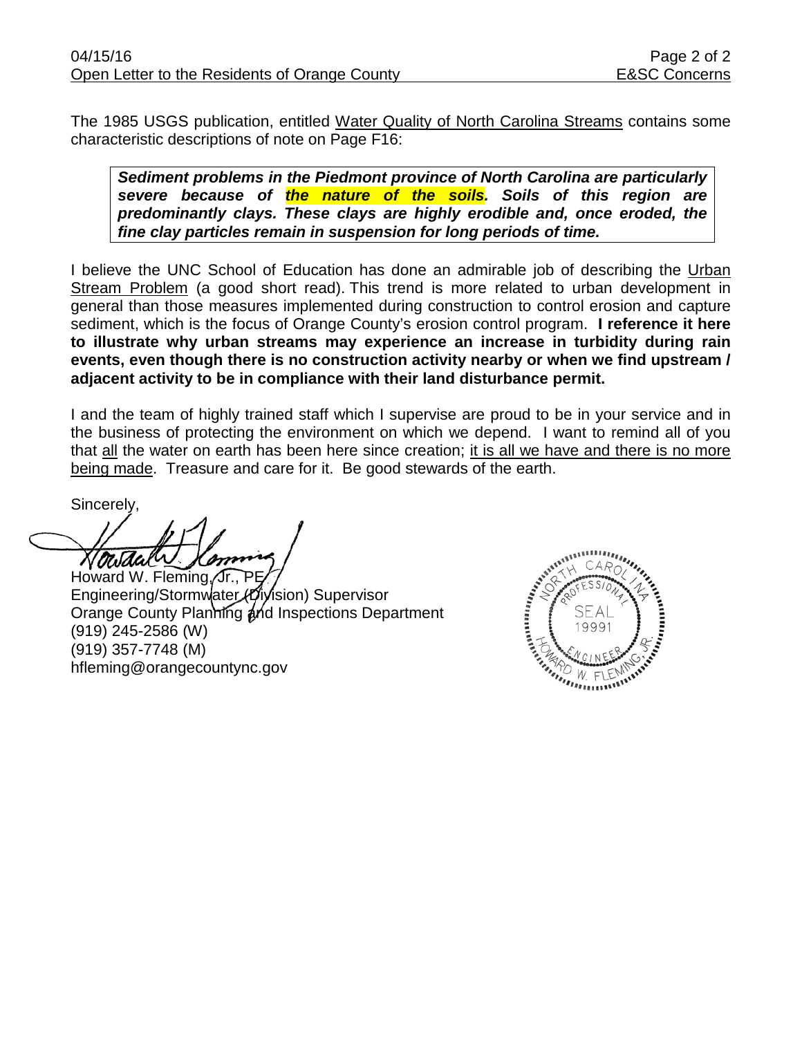The 1985 USGS publication, entitled Water Quality of North Carolina Streams contains some characteristic descriptions of note on Page F16:

> ***Sediment problems in the Piedmont province of North Carolina are particularly severe because of the nature of the soils. Soils of this region are predominantly clays. These clays are highly erodible and, once eroded, the fine clay particles remain in suspension for long periods of time.***

I believe the UNC School of Education has done an admirable job of describing the Urban Stream Problem (a good short read). This trend is more related to urban development in general than those measures implemented during construction to control erosion and capture sediment, which is the focus of Orange County's erosion control program. **I reference it here to illustrate why urban streams may experience an increase in turbidity during rain events, even though there is no construction activity nearby or when we find upstream / adjacent activity to be in compliance with their land disturbance permit.**

I and the team of highly trained staff which I supervise are proud to be in your service and in the business of protecting the environment on which we depend. I want to remind all of you that all the water on earth has been here since creation; it is all we have and there is no more being made. Treasure and care for it. Be good stewards of the earth.

Sincerely,

Howard W. Fleming, Jr., PE
Engineering/Stormwater (Division) Supervisor
Orange County Planning and Inspections Department
(919) 245-2586 (W)
(919) 357-7748 (M)
hfleming@orangecountync.gov

NORTH CAROLINA
PROFESSIONAL
SEAL
19991
ENGINEER
HOWARD W. FLEMING, JR.